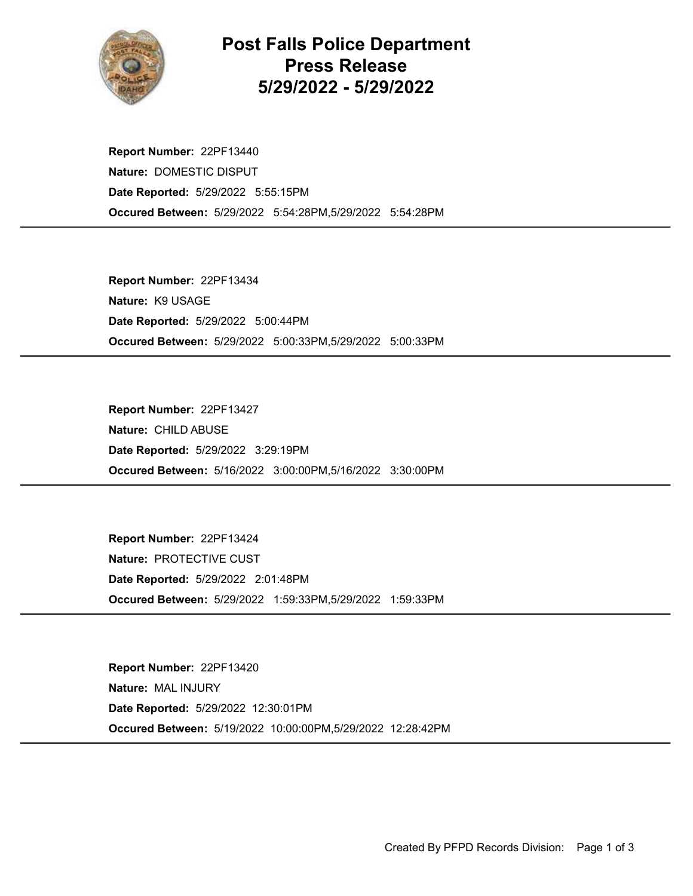# Post Falls Police Department
# Press Release
# 5/29/2022 - 5/29/2022

**Report Number:** 22PF13440
**Nature:** DOMESTIC DISPUT
**Date Reported:** 5/29/2022 5:55:15PM
**Occured Between:** 5/29/2022 5:54:28PM,5/29/2022 5:54:28PM

---

**Report Number:** 22PF13434
**Nature:** K9 USAGE
**Date Reported:** 5/29/2022 5:00:44PM
**Occured Between:** 5/29/2022 5:00:33PM,5/29/2022 5:00:33PM

---

**Report Number:** 22PF13427
**Nature:** CHILD ABUSE
**Date Reported:** 5/29/2022 3:29:19PM
**Occured Between:** 5/16/2022 3:00:00PM,5/16/2022 3:30:00PM

---

**Report Number:** 22PF13424
**Nature:** PROTECTIVE CUST
**Date Reported:** 5/29/2022 2:01:48PM
**Occured Between:** 5/29/2022 1:59:33PM,5/29/2022 1:59:33PM

---

**Report Number:** 22PF13420
**Nature:** MAL INJURY
**Date Reported:** 5/29/2022 12:30:01PM
**Occured Between:** 5/19/2022 10:00:00PM,5/29/2022 12:28:42PM

---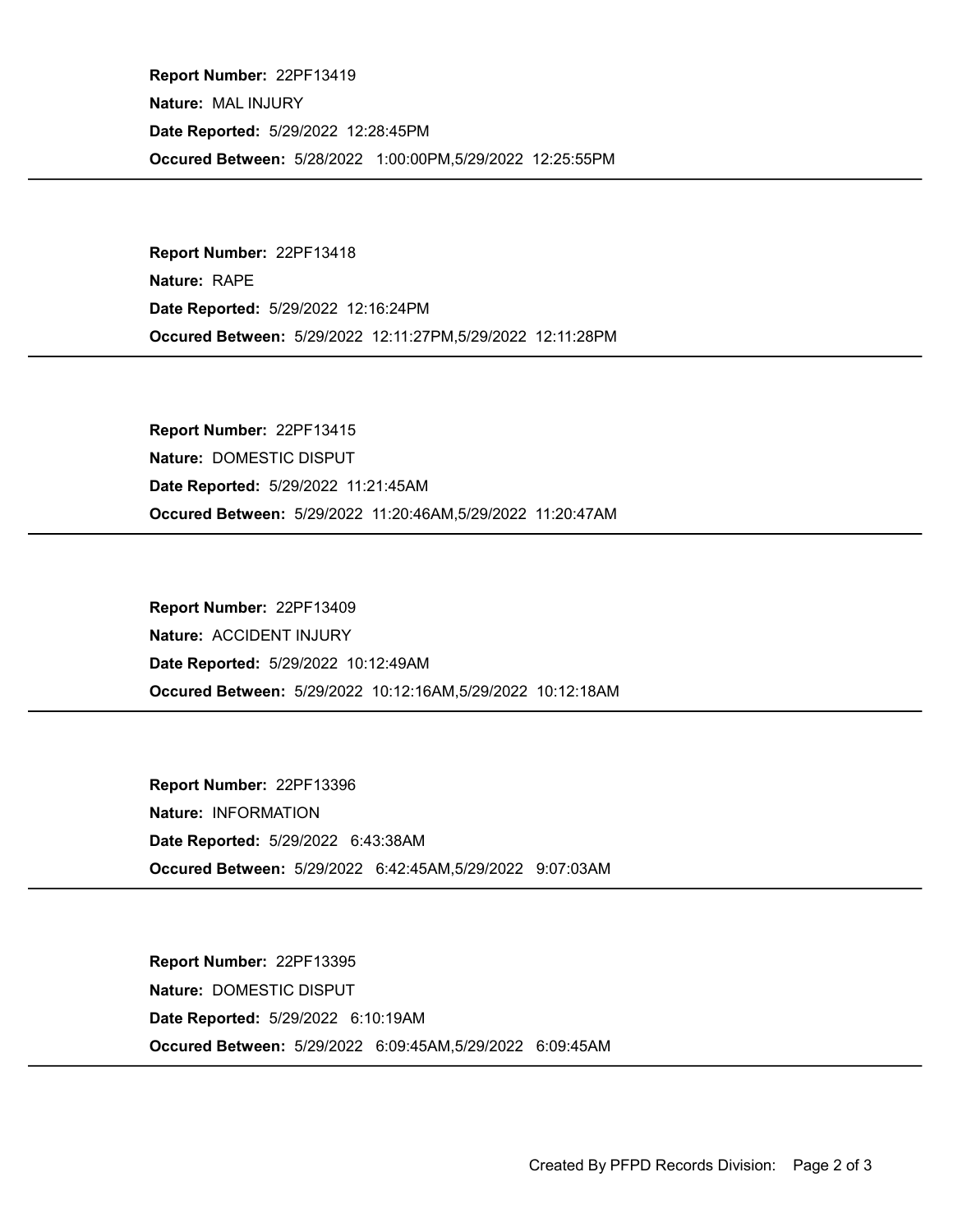**Report Number:** 22PF13419
**Nature:** MAL INJURY
**Date Reported:** 5/29/2022 12:28:45PM
**Occured Between:** 5/28/2022 1:00:00PM,5/29/2022 12:25:55PM

---

**Report Number:** 22PF13418
**Nature:** RAPE
**Date Reported:** 5/29/2022 12:16:24PM
**Occured Between:** 5/29/2022 12:11:27PM,5/29/2022 12:11:28PM

---

**Report Number:** 22PF13415
**Nature:** DOMESTIC DISPUT
**Date Reported:** 5/29/2022 11:21:45AM
**Occured Between:** 5/29/2022 11:20:46AM,5/29/2022 11:20:47AM

---

**Report Number:** 22PF13409
**Nature:** ACCIDENT INJURY
**Date Reported:** 5/29/2022 10:12:49AM
**Occured Between:** 5/29/2022 10:12:16AM,5/29/2022 10:12:18AM

---

**Report Number:** 22PF13396
**Nature:** INFORMATION
**Date Reported:** 5/29/2022 6:43:38AM
**Occured Between:** 5/29/2022 6:42:45AM,5/29/2022 9:07:03AM

---

**Report Number:** 22PF13395
**Nature:** DOMESTIC DISPUT
**Date Reported:** 5/29/2022 6:10:19AM
**Occured Between:** 5/29/2022 6:09:45AM,5/29/2022 6:09:45AM

---

Created By PFPD Records Division: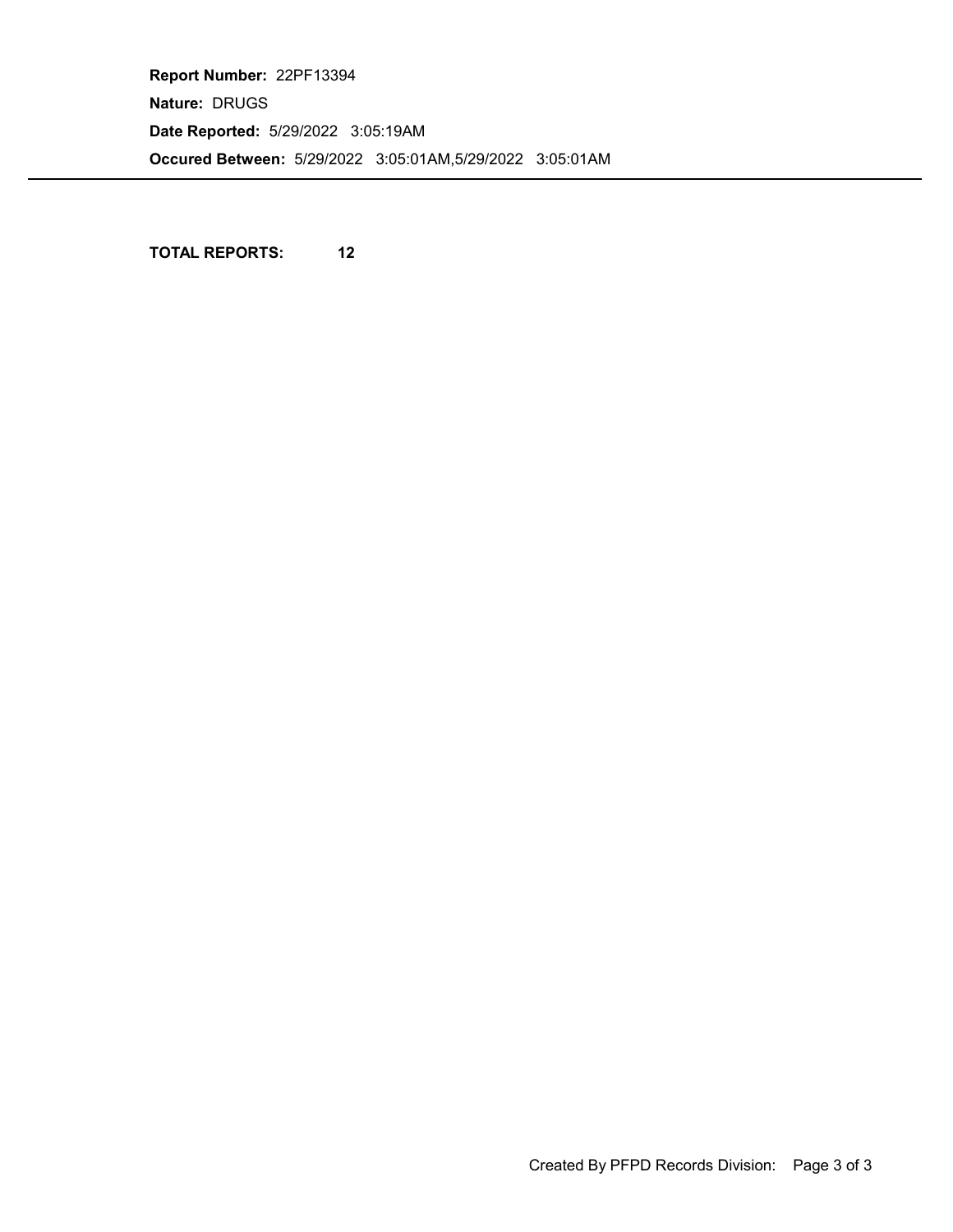**Report Number:** 22PF13394

**Nature:** DRUGS

**Date Reported:** 5/29/2022 3:05:19AM

**Occured Between:** 5/29/2022 3:05:01AM,5/29/2022 3:05:01AM

---

**TOTAL REPORTS: 12**

Created By PFPD Records Division: